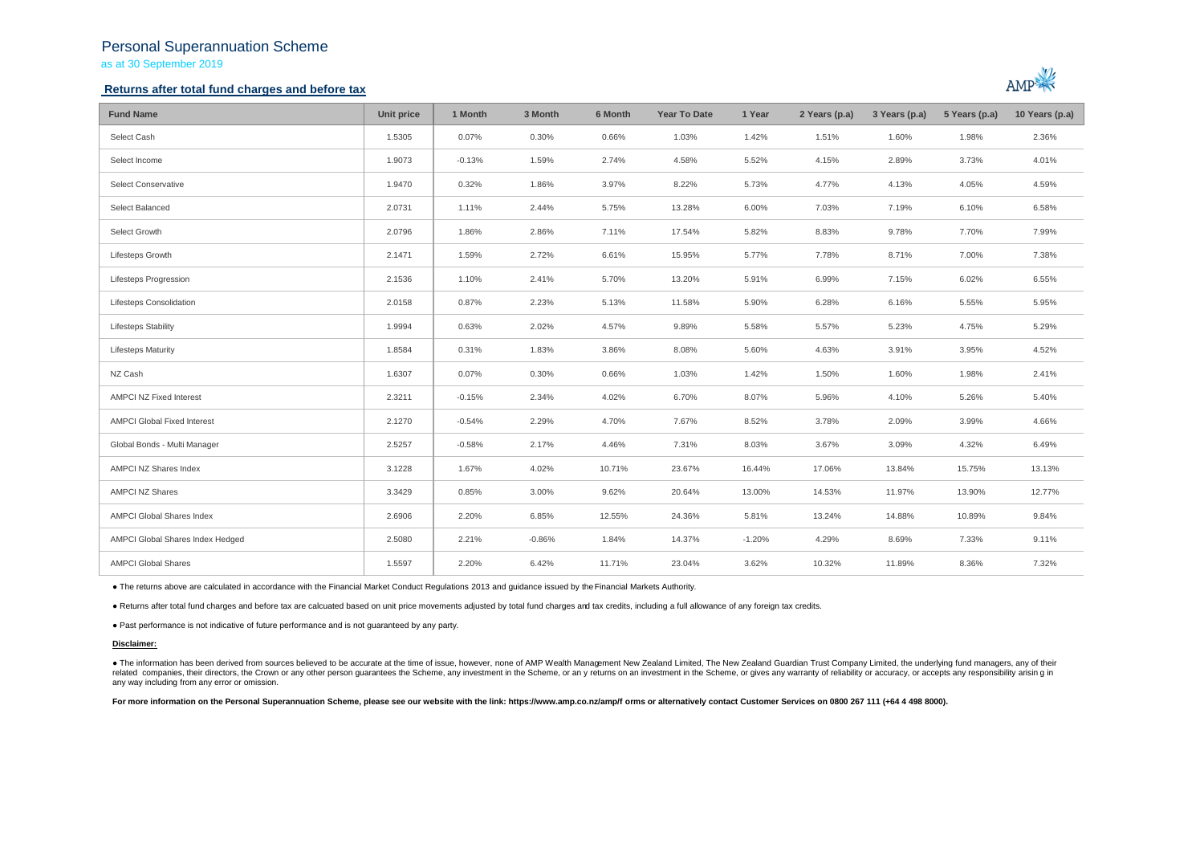# Personal Superannuation Scheme

as at 30 September 2019

## Returns after total fund charges and before tax

| Fund Name | Unit price | 1 Month | 3 Month | 6 Month | Year To Date | 1 Year | 2 Years (p.a) | 3 Years (p.a) | 5 Years (p.a) | 10 Years (p.a) |
|---|---|---|---|---|---|---|---|---|---|---|
| Select Cash | 1.5305 | 0.07% | 0.30% | 0.66% | 1.03% | 1.42% | 1.51% | 1.60% | 1.98% | 2.36% |
| Select Income | 1.9073 | -0.13% | 1.59% | 2.74% | 4.58% | 5.52% | 4.15% | 2.89% | 3.73% | 4.01% |
| Select Conservative | 1.9470 | 0.32% | 1.86% | 3.97% | 8.22% | 5.73% | 4.77% | 4.13% | 4.05% | 4.59% |
| Select Balanced | 2.0731 | 1.11% | 2.44% | 5.75% | 13.28% | 6.00% | 7.03% | 7.19% | 6.10% | 6.58% |
| Select Growth | 2.0796 | 1.86% | 2.86% | 7.11% | 17.54% | 5.82% | 8.83% | 9.78% | 7.70% | 7.99% |
| Lifesteps Growth | 2.1471 | 1.59% | 2.72% | 6.61% | 15.95% | 5.77% | 7.78% | 8.71% | 7.00% | 7.38% |
| Lifesteps Progression | 2.1536 | 1.10% | 2.41% | 5.70% | 13.20% | 5.91% | 6.99% | 7.15% | 6.02% | 6.55% |
| Lifesteps Consolidation | 2.0158 | 0.87% | 2.23% | 5.13% | 11.58% | 5.90% | 6.28% | 6.16% | 5.55% | 5.95% |
| Lifesteps Stability | 1.9994 | 0.63% | 2.02% | 4.57% | 9.89% | 5.58% | 5.57% | 5.23% | 4.75% | 5.29% |
| Lifesteps Maturity | 1.8584 | 0.31% | 1.83% | 3.86% | 8.08% | 5.60% | 4.63% | 3.91% | 3.95% | 4.52% |
| NZ Cash | 1.6307 | 0.07% | 0.30% | 0.66% | 1.03% | 1.42% | 1.50% | 1.60% | 1.98% | 2.41% |
| AMPCI NZ Fixed Interest | 2.3211 | -0.15% | 2.34% | 4.02% | 6.70% | 8.07% | 5.96% | 4.10% | 5.26% | 5.40% |
| AMPCI Global Fixed Interest | 2.1270 | -0.54% | 2.29% | 4.70% | 7.67% | 8.52% | 3.78% | 2.09% | 3.99% | 4.66% |
| Global Bonds - Multi Manager | 2.5257 | -0.58% | 2.17% | 4.46% | 7.31% | 8.03% | 3.67% | 3.09% | 4.32% | 6.49% |
| AMPCI NZ Shares Index | 3.1228 | 1.67% | 4.02% | 10.71% | 23.67% | 16.44% | 17.06% | 13.84% | 15.75% | 13.13% |
| AMPCI NZ Shares | 3.3429 | 0.85% | 3.00% | 9.62% | 20.64% | 13.00% | 14.53% | 11.97% | 13.90% | 12.77% |
| AMPCI Global Shares Index | 2.6906 | 2.20% | 6.85% | 12.55% | 24.36% | 5.81% | 13.24% | 14.88% | 10.89% | 9.84% |
| AMPCI Global Shares Index Hedged | 2.5080 | 2.21% | -0.86% | 1.84% | 14.37% | -1.20% | 4.29% | 8.69% | 7.33% | 9.11% |
| AMPCI Global Shares | 1.5597 | 2.20% | 6.42% | 11.71% | 23.04% | 3.62% | 10.32% | 11.89% | 8.36% | 7.32% |

- The returns above are calculated in accordance with the Financial Market Conduct Regulations 2013 and guidance issued by the Financial Markets Authority.
- Returns after total fund charges and before tax are calcuated based on unit price movements adjusted by total fund charges and tax credits, including a full allowance of any foreign tax credits.
- Past performance is not indicative of future performance and is not guaranteed by any party.

**Disclaimer:**

- The information has been derived from sources believed to be accurate at the time of issue, however, none of AMP Wealth Management New Zealand Limited, The New Zealand Guardian Trust Company Limited, the underlying fund managers, any of their related companies, their directors, the Crown or any other person guarantees the Scheme, any investment in the Scheme, or an y returns on an investment in the Scheme, or gives any warranty of reliability or accuracy, or accepts any responsibility arisin g in any way including from any error or omission.

**For more information on the Personal Superannuation Scheme, please see our website with the link: https://www.amp.co.nz/amp/f orms or alternatively contact Customer Services on 0800 267 111 (+64 4 498 8000).**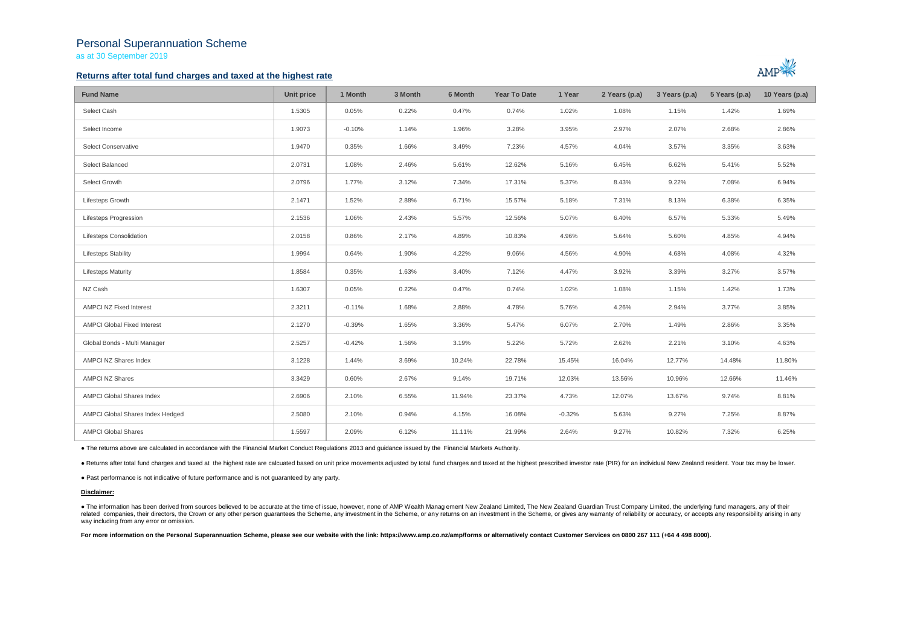# Personal Superannuation Scheme

as at 30 September 2019

## Returns after total fund charges and taxed at the highest rate

| Fund Name | Unit price | 1 Month | 3 Month | 6 Month | Year To Date | 1 Year | 2 Years (p.a) | 3 Years (p.a) | 5 Years (p.a) | 10 Years (p.a) |
|---|---|---|---|---|---|---|---|---|---|---|
| Select Cash | 1.5305 | 0.05% | 0.22% | 0.47% | 0.74% | 1.02% | 1.08% | 1.15% | 1.42% | 1.69% |
| Select Income | 1.9073 | -0.10% | 1.14% | 1.96% | 3.28% | 3.95% | 2.97% | 2.07% | 2.68% | 2.86% |
| Select Conservative | 1.9470 | 0.35% | 1.66% | 3.49% | 7.23% | 4.57% | 4.04% | 3.57% | 3.35% | 3.63% |
| Select Balanced | 2.0731 | 1.08% | 2.46% | 5.61% | 12.62% | 5.16% | 6.45% | 6.62% | 5.41% | 5.52% |
| Select Growth | 2.0796 | 1.77% | 3.12% | 7.34% | 17.31% | 5.37% | 8.43% | 9.22% | 7.08% | 6.94% |
| Lifesteps Growth | 2.1471 | 1.52% | 2.88% | 6.71% | 15.57% | 5.18% | 7.31% | 8.13% | 6.38% | 6.35% |
| Lifesteps Progression | 2.1536 | 1.06% | 2.43% | 5.57% | 12.56% | 5.07% | 6.40% | 6.57% | 5.33% | 5.49% |
| Lifesteps Consolidation | 2.0158 | 0.86% | 2.17% | 4.89% | 10.83% | 4.96% | 5.64% | 5.60% | 4.85% | 4.94% |
| Lifesteps Stability | 1.9994 | 0.64% | 1.90% | 4.22% | 9.06% | 4.56% | 4.90% | 4.68% | 4.08% | 4.32% |
| Lifesteps Maturity | 1.8584 | 0.35% | 1.63% | 3.40% | 7.12% | 4.47% | 3.92% | 3.39% | 3.27% | 3.57% |
| NZ Cash | 1.6307 | 0.05% | 0.22% | 0.47% | 0.74% | 1.02% | 1.08% | 1.15% | 1.42% | 1.73% |
| AMPCI NZ Fixed Interest | 2.3211 | -0.11% | 1.68% | 2.88% | 4.78% | 5.76% | 4.26% | 2.94% | 3.77% | 3.85% |
| AMPCI Global Fixed Interest | 2.1270 | -0.39% | 1.65% | 3.36% | 5.47% | 6.07% | 2.70% | 1.49% | 2.86% | 3.35% |
| Global Bonds - Multi Manager | 2.5257 | -0.42% | 1.56% | 3.19% | 5.22% | 5.72% | 2.62% | 2.21% | 3.10% | 4.63% |
| AMPCI NZ Shares Index | 3.1228 | 1.44% | 3.69% | 10.24% | 22.78% | 15.45% | 16.04% | 12.77% | 14.48% | 11.80% |
| AMPCI NZ Shares | 3.3429 | 0.60% | 2.67% | 9.14% | 19.71% | 12.03% | 13.56% | 10.96% | 12.66% | 11.46% |
| AMPCI Global Shares Index | 2.6906 | 2.10% | 6.55% | 11.94% | 23.37% | 4.73% | 12.07% | 13.67% | 9.74% | 8.81% |
| AMPCI Global Shares Index Hedged | 2.5080 | 2.10% | 0.94% | 4.15% | 16.08% | -0.32% | 5.63% | 9.27% | 7.25% | 8.87% |
| AMPCI Global Shares | 1.5597 | 2.09% | 6.12% | 11.11% | 21.99% | 2.64% | 9.27% | 10.82% | 7.32% | 6.25% |

● The returns above are calculated in accordance with the Financial Market Conduct Regulations 2013 and guidance issued by the Financial Markets Authority.

● Returns after total fund charges and taxed at the highest rate are calcuated based on unit price movements adjusted by total fund charges and taxed at the highest prescribed investor rate (PIR) for an individual New Zealand resident. Your tax may be lower.

● Past performance is not indicative of future performance and is not guaranteed by any party.

**Disclaimer:**

● The information has been derived from sources believed to be accurate at the time of issue, however, none of AMP Wealth Management New Zealand Limited, The New Zealand Guardian Trust Company Limited, the underlying fund managers, any of their related companies, their directors, the Crown or any other person guarantees the Scheme, any investment in the Scheme, or any returns on an investment in the Scheme, or gives any warranty of reliability or accuracy, or accepts any responsibility arising in any way including from any error or omission.

**For more information on the Personal Superannuation Scheme, please see our website with the link: https://www.amp.co.nz/amp/forms or alternatively contact Customer Services on 0800 267 111 (+64 4 498 8000).**